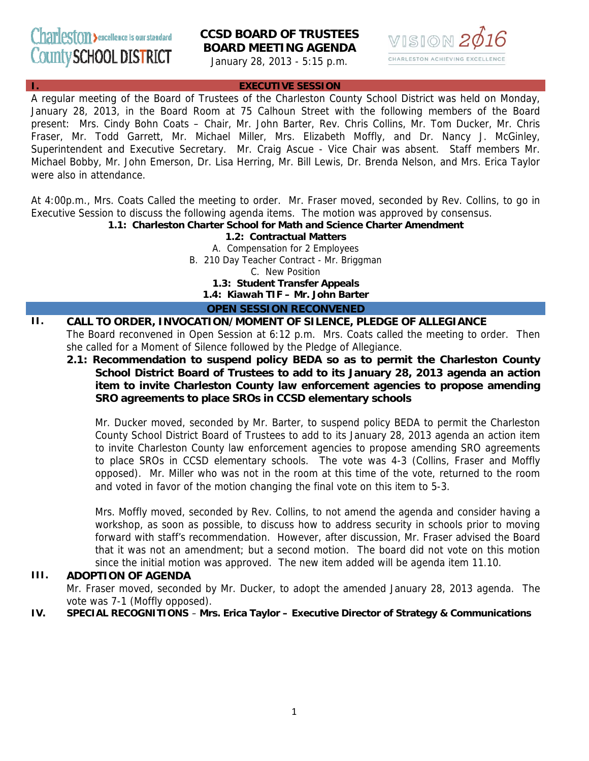# CCSD BOARD OF TRUSTEES
## BOARD MEETING AGENDA

January 28, 2013 - 5:15 p.m.

## I. EXECUTIVE SESSION

A regular meeting of the Board of Trustees of the Charleston County School District was held on Monday, January 28, 2013, in the Board Room at 75 Calhoun Street with the following members of the Board present: Mrs. Cindy Bohn Coats – Chair, Mr. John Barter, Rev. Chris Collins, Mr. Tom Ducker, Mr. Chris Fraser, Mr. Todd Garrett, Mr. Michael Miller, Mrs. Elizabeth Moffly, and Dr. Nancy J. McGinley, Superintendent and Executive Secretary. Mr. Craig Ascue - Vice Chair was absent. Staff members Mr. Michael Bobby, Mr. John Emerson, Dr. Lisa Herring, Mr. Bill Lewis, Dr. Brenda Nelson, and Mrs. Erica Taylor were also in attendance.

At 4:00p.m., Mrs. Coats Called the meeting to order. Mr. Fraser moved, seconded by Rev. Collins, to go in Executive Session to discuss the following agenda items. The motion was approved by consensus.

**1.1: Charleston Charter School for Math and Science Charter Amendment**

**1.2: Contractual Matters**

A. Compensation for 2 Employees

B. 210 Day Teacher Contract - Mr. Briggman

C. New Position

**1.3: Student Transfer Appeals**

**1.4: Kiawah TIF – Mr. John Barter**

## OPEN SESSION RECONVENED

## II. CALL TO ORDER, INVOCATION/MOMENT OF SILENCE, PLEDGE OF ALLEGIANCE

The Board reconvened in Open Session at 6:12 p.m. Mrs. Coats called the meeting to order. Then she called for a Moment of Silence followed by the Pledge of Allegiance.

**2.1: Recommendation to suspend policy BEDA so as to permit the Charleston County School District Board of Trustees to add to its January 28, 2013 agenda an action item to invite Charleston County law enforcement agencies to propose amending SRO agreements to place SROs in CCSD elementary schools**

Mr. Ducker moved, seconded by Mr. Barter, to suspend policy BEDA to permit the Charleston County School District Board of Trustees to add to its January 28, 2013 agenda an action item to invite Charleston County law enforcement agencies to propose amending SRO agreements to place SROs in CCSD elementary schools. The vote was 4-3 (Collins, Fraser and Moffly opposed). Mr. Miller who was not in the room at this time of the vote, returned to the room and voted in favor of the motion changing the final vote on this item to 5-3.

Mrs. Moffly moved, seconded by Rev. Collins, to not amend the agenda and consider having a workshop, as soon as possible, to discuss how to address security in schools prior to moving forward with staff's recommendation. However, after discussion, Mr. Fraser advised the Board that it was not an amendment; but a second motion. The board did not vote on this motion since the initial motion was approved. The new item added will be agenda item 11.10.

## III. ADOPTION OF AGENDA

Mr. Fraser moved, seconded by Mr. Ducker, to adopt the amended January 28, 2013 agenda. The vote was 7-1 (Moffly opposed).

## IV. SPECIAL RECOGNITIONS – Mrs. Erica Taylor – Executive Director of Strategy & Communications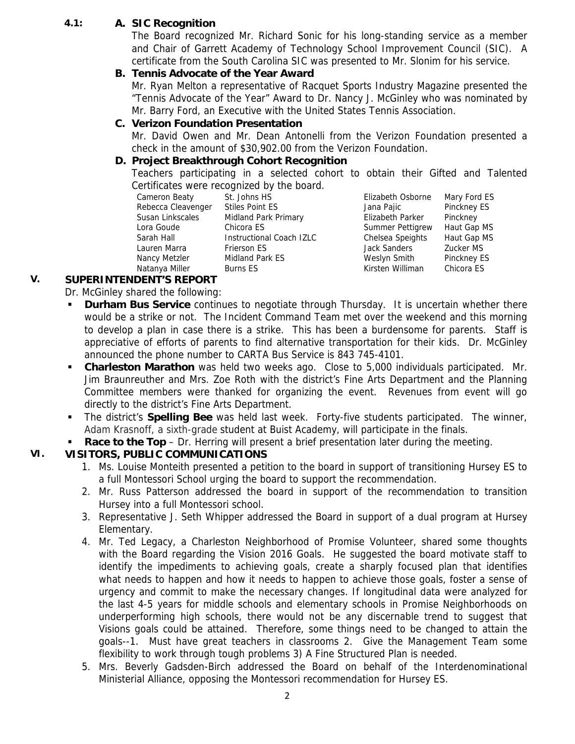**4.1: A. SIC Recognition**

The Board recognized Mr. Richard Sonic for his long-standing service as a member and Chair of Garrett Academy of Technology School Improvement Council (SIC). A certificate from the South Carolina SIC was presented to Mr. Slonim for his service.

**B. Tennis Advocate of the Year Award**

Mr. Ryan Melton a representative of Racquet Sports Industry Magazine presented the "Tennis Advocate of the Year" Award to Dr. Nancy J. McGinley who was nominated by Mr. Barry Ford, an Executive with the United States Tennis Association.

**C. Verizon Foundation Presentation**

Mr. David Owen and Mr. Dean Antonelli from the Verizon Foundation presented a check in the amount of $30,902.00 from the Verizon Foundation.

**D. Project Breakthrough Cohort Recognition**

Teachers participating in a selected cohort to obtain their Gifted and Talented Certificates were recognized by the board.

| | | | |
|---|---|---|---|
| Cameron Beaty | St. Johns HS | Elizabeth Osborne | Mary Ford ES |
| Rebecca Cleavenger | Stiles Point ES | Jana Pajic | Pinckney ES |
| Susan Linkscales | Midland Park Primary | Elizabeth Parker | Pinckney |
| Lora Goude | Chicora ES | Summer Pettigrew | Haut Gap MS |
| Sarah Hall | Instructional Coach IZLC | Chelsea Speights | Haut Gap MS |
| Lauren Marra | Frierson ES | Jack Sanders | Zucker MS |
| Nancy Metzler | Midland Park ES | Weslyn Smith | Pinckney ES |
| Natanya Miller | Burns ES | Kirsten Williman | Chicora ES |

## V. SUPERINTENDENT'S REPORT

Dr. McGinley shared the following:

- **Durham Bus Service** continues to negotiate through Thursday. It is uncertain whether there would be a strike or not. The Incident Command Team met over the weekend and this morning to develop a plan in case there is a strike. This has been a burdensome for parents. Staff is appreciative of efforts of parents to find alternative transportation for their kids. Dr. McGinley announced the phone number to CARTA Bus Service is 843 745-4101.
- **Charleston Marathon** was held two weeks ago. Close to 5,000 individuals participated. Mr. Jim Braunreuther and Mrs. Zoe Roth with the district's Fine Arts Department and the Planning Committee members were thanked for organizing the event. Revenues from event will go directly to the district's Fine Arts Department.
- The district's **Spelling Bee** was held last week. Forty-five students participated. The winner, Adam Krasnoff, a sixth-grade student at Buist Academy, will participate in the finals.
- **Race to the Top** – Dr. Herring will present a brief presentation later during the meeting.

## VI. VISITORS, PUBLIC COMMUNICATIONS

1. Ms. Louise Monteith presented a petition to the board in support of transitioning Hursey ES to a full Montessori School urging the board to support the recommendation.
2. Mr. Russ Patterson addressed the board in support of the recommendation to transition Hursey into a full Montessori school.
3. Representative J. Seth Whipper addressed the Board in support of a dual program at Hursey Elementary.
4. Mr. Ted Legacy, a Charleston Neighborhood of Promise Volunteer, shared some thoughts with the Board regarding the Vision 2016 Goals. He suggested the board motivate staff to identify the impediments to achieving goals, create a sharply focused plan that identifies what needs to happen and how it needs to happen to achieve those goals, foster a sense of urgency and commit to make the necessary changes. If longitudinal data were analyzed for the last 4-5 years for middle schools and elementary schools in Promise Neighborhoods on underperforming high schools, there would not be any discernable trend to suggest that Visions goals could be attained. Therefore, some things need to be changed to attain the goals--1. Must have great teachers in classrooms 2. Give the Management Team some flexibility to work through tough problems 3) A Fine Structured Plan is needed.
5. Mrs. Beverly Gadsden-Birch addressed the Board on behalf of the Interdenominational Ministerial Alliance, opposing the Montessori recommendation for Hursey ES.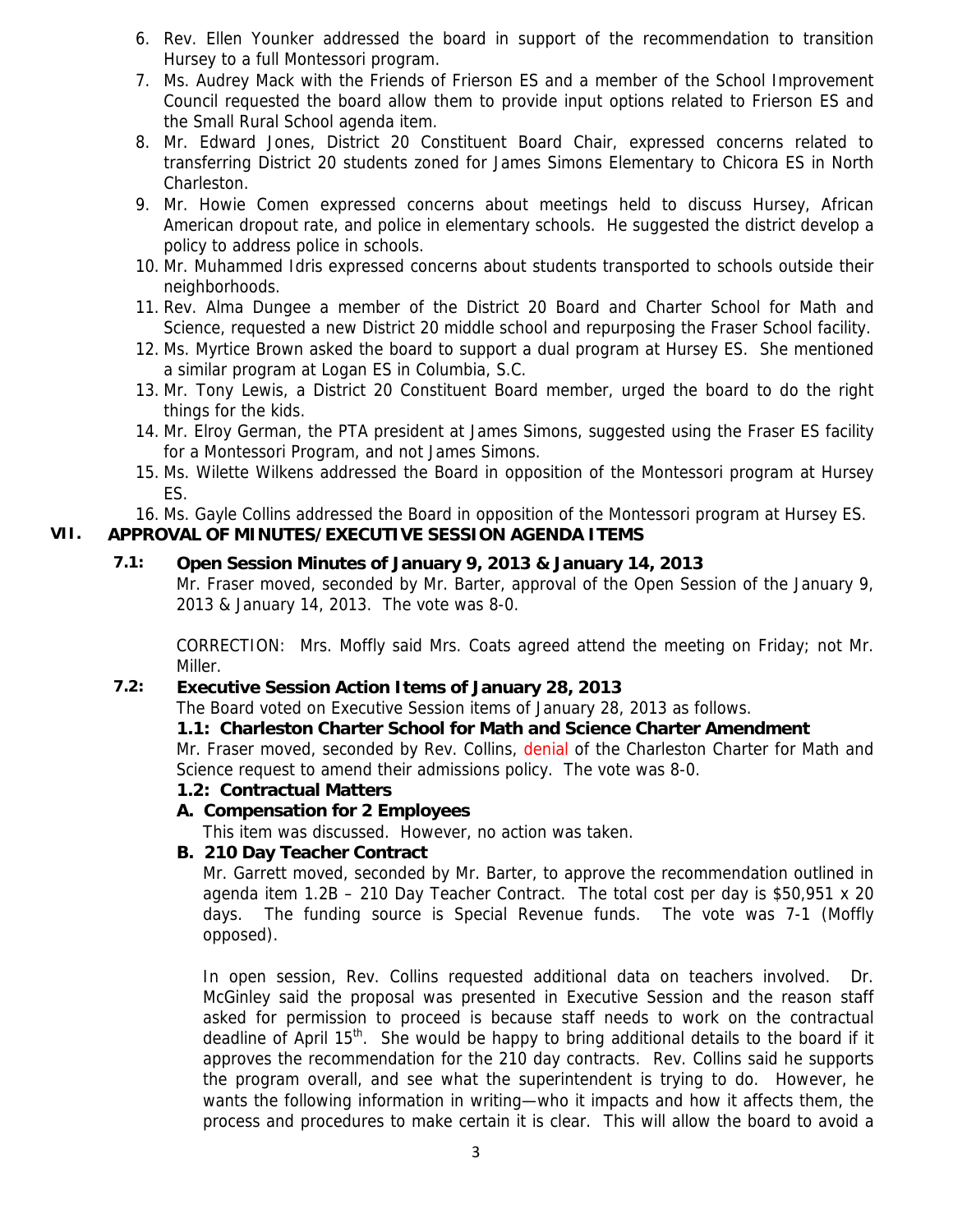6. Rev. Ellen Younker addressed the board in support of the recommendation to transition Hursey to a full Montessori program.
7. Ms. Audrey Mack with the Friends of Frierson ES and a member of the School Improvement Council requested the board allow them to provide input options related to Frierson ES and the Small Rural School agenda item.
8. Mr. Edward Jones, District 20 Constituent Board Chair, expressed concerns related to transferring District 20 students zoned for James Simons Elementary to Chicora ES in North Charleston.
9. Mr. Howie Comen expressed concerns about meetings held to discuss Hursey, African American dropout rate, and police in elementary schools. He suggested the district develop a policy to address police in schools.
10. Mr. Muhammed Idris expressed concerns about students transported to schools outside their neighborhoods.
11. Rev. Alma Dungee a member of the District 20 Board and Charter School for Math and Science, requested a new District 20 middle school and repurposing the Fraser School facility.
12. Ms. Myrtice Brown asked the board to support a dual program at Hursey ES. She mentioned a similar program at Logan ES in Columbia, S.C.
13. Mr. Tony Lewis, a District 20 Constituent Board member, urged the board to do the right things for the kids.
14. Mr. Elroy German, the PTA president at James Simons, suggested using the Fraser ES facility for a Montessori Program, and not James Simons.
15. Ms. Wilette Wilkens addressed the Board in opposition of the Montessori program at Hursey ES.
16. Ms. Gayle Collins addressed the Board in opposition of the Montessori program at Hursey ES.

## VII. APPROVAL OF MINUTES/EXECUTIVE SESSION AGENDA ITEMS

### 7.1: Open Session Minutes of January 9, 2013 & January 14, 2013

Mr. Fraser moved, seconded by Mr. Barter, approval of the Open Session of the January 9, 2013 & January 14, 2013. The vote was 8-0.

CORRECTION: Mrs. Moffly said Mrs. Coats agreed attend the meeting on Friday; not Mr. Miller.

### 7.2: Executive Session Action Items of January 28, 2013

The Board voted on Executive Session items of January 28, 2013 as follows.

**1.1: Charleston Charter School for Math and Science Charter Amendment**

Mr. Fraser moved, seconded by Rev. Collins, denial of the Charleston Charter for Math and Science request to amend their admissions policy. The vote was 8-0.

**1.2: Contractual Matters**

**A. Compensation for 2 Employees**

This item was discussed. However, no action was taken.

**B. 210 Day Teacher Contract**

Mr. Garrett moved, seconded by Mr. Barter, to approve the recommendation outlined in agenda item 1.2B – 210 Day Teacher Contract. The total cost per day is $50,951 x 20 days. The funding source is Special Revenue funds. The vote was 7-1 (Moffly opposed).

In open session, Rev. Collins requested additional data on teachers involved. Dr. McGinley said the proposal was presented in Executive Session and the reason staff asked for permission to proceed is because staff needs to work on the contractual deadline of April 15th. She would be happy to bring additional details to the board if it approves the recommendation for the 210 day contracts. Rev. Collins said he supports the program overall, and see what the superintendent is trying to do. However, he wants the following information in writing—who it impacts and how it affects them, the process and procedures to make certain it is clear. This will allow the board to avoid a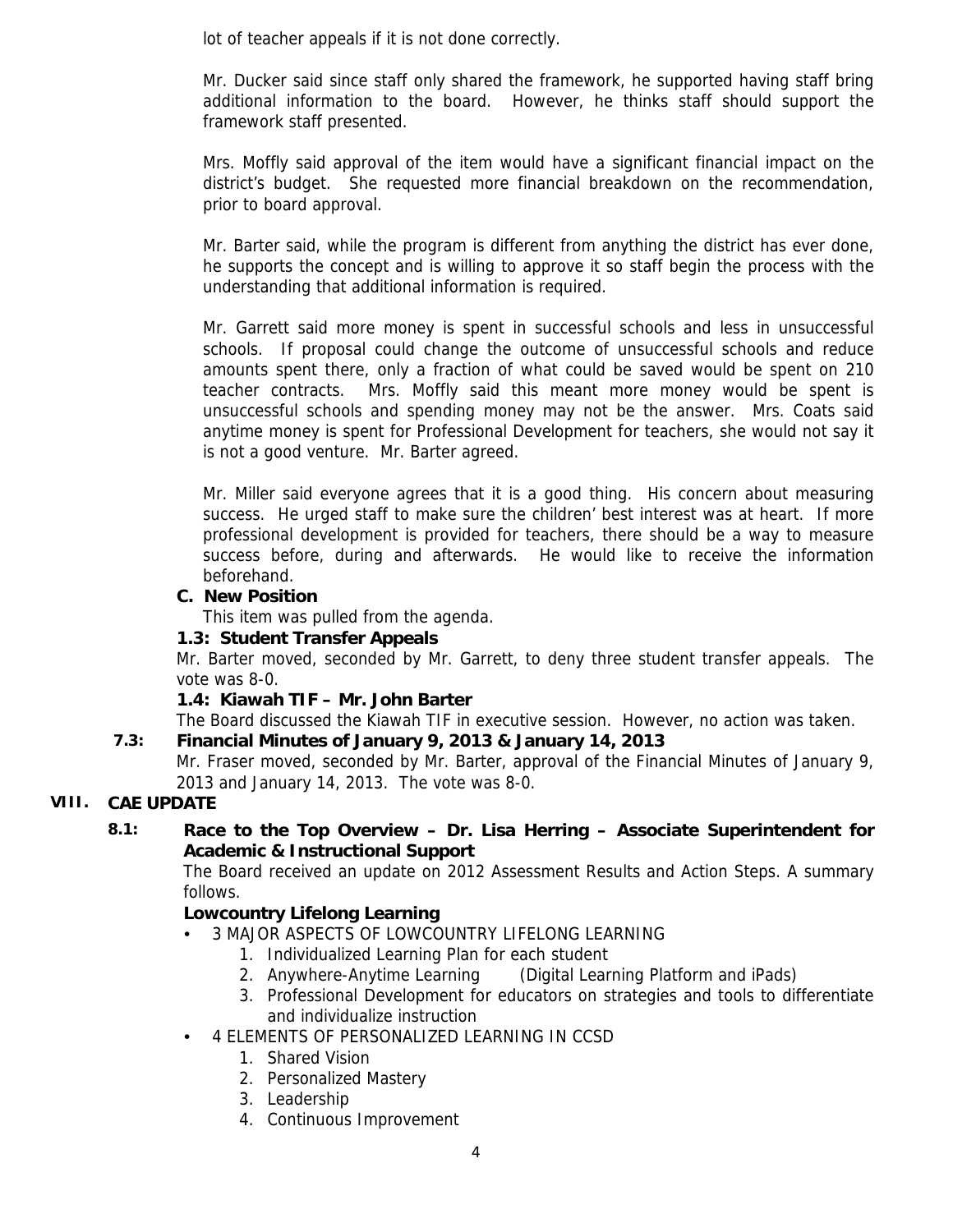lot of teacher appeals if it is not done correctly.

Mr. Ducker said since staff only shared the framework, he supported having staff bring additional information to the board. However, he thinks staff should support the framework staff presented.

Mrs. Moffly said approval of the item would have a significant financial impact on the district's budget. She requested more financial breakdown on the recommendation, prior to board approval.

Mr. Barter said, while the program is different from anything the district has ever done, he supports the concept and is willing to approve it so staff begin the process with the understanding that additional information is required.

Mr. Garrett said more money is spent in successful schools and less in unsuccessful schools. If proposal could change the outcome of unsuccessful schools and reduce amounts spent there, only a fraction of what could be saved would be spent on 210 teacher contracts. Mrs. Moffly said this meant more money would be spent is unsuccessful schools and spending money may not be the answer. Mrs. Coats said anytime money is spent for Professional Development for teachers, she would not say it is not a good venture. Mr. Barter agreed.

Mr. Miller said everyone agrees that it is a good thing. His concern about measuring success. He urged staff to make sure the children' best interest was at heart. If more professional development is provided for teachers, there should be a way to measure success before, during and afterwards. He would like to receive the information beforehand.

**C. New Position**

This item was pulled from the agenda.

**1.3: Student Transfer Appeals**

Mr. Barter moved, seconded by Mr. Garrett, to deny three student transfer appeals. The vote was 8-0.

**1.4: Kiawah TIF – Mr. John Barter**

The Board discussed the Kiawah TIF in executive session. However, no action was taken.

**7.3: Financial Minutes of January 9, 2013 & January 14, 2013**

Mr. Fraser moved, seconded by Mr. Barter, approval of the Financial Minutes of January 9, 2013 and January 14, 2013. The vote was 8-0.

## VIII. CAE UPDATE

**8.1: Race to the Top Overview – Dr. Lisa Herring – Associate Superintendent for Academic & Instructional Support**

The Board received an update on 2012 Assessment Results and Action Steps. A summary follows.

**Lowcountry Lifelong Learning**

- 3 MAJOR ASPECTS OF LOWCOUNTRY LIFELONG LEARNING
  1. Individualized Learning Plan for each student
  2. Anywhere-Anytime Learning (Digital Learning Platform and iPads)
  3. Professional Development for educators on strategies and tools to differentiate and individualize instruction
- 4 ELEMENTS OF PERSONALIZED LEARNING IN CCSD
  1. Shared Vision
  2. Personalized Mastery
  3. Leadership
  4. Continuous Improvement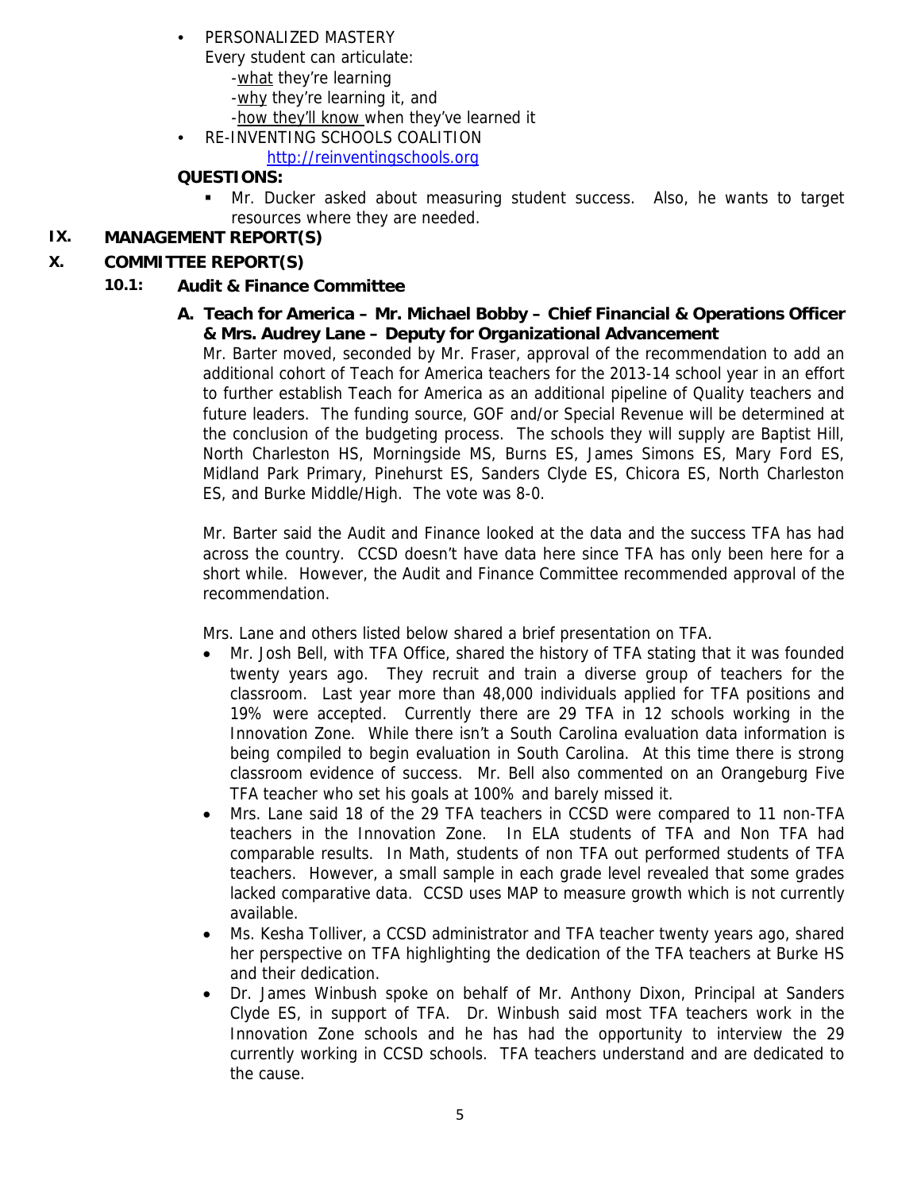- PERSONALIZED MASTERY
  Every student can articulate:
  - <u>what</u> they're learning
  - <u>why</u> they're learning it, and
  - <u>how they'll know</u> when they've learned it
- RE-INVENTING SCHOOLS COALITION
  http://reinventingschools.org

**QUESTIONS:**

- Mr. Ducker asked about measuring student success. Also, he wants to target resources where they are needed.

## IX. MANAGEMENT REPORT(S)

## X. COMMITTEE REPORT(S)

### 10.1: Audit & Finance Committee

**A. Teach for America – Mr. Michael Bobby – Chief Financial & Operations Officer & Mrs. Audrey Lane – Deputy for Organizational Advancement**

Mr. Barter moved, seconded by Mr. Fraser, approval of the recommendation to add an additional cohort of Teach for America teachers for the 2013-14 school year in an effort to further establish Teach for America as an additional pipeline of Quality teachers and future leaders. The funding source, GOF and/or Special Revenue will be determined at the conclusion of the budgeting process. The schools they will supply are Baptist Hill, North Charleston HS, Morningside MS, Burns ES, James Simons ES, Mary Ford ES, Midland Park Primary, Pinehurst ES, Sanders Clyde ES, Chicora ES, North Charleston ES, and Burke Middle/High. The vote was 8-0.

Mr. Barter said the Audit and Finance looked at the data and the success TFA has had across the country. CCSD doesn't have data here since TFA has only been here for a short while. However, the Audit and Finance Committee recommended approval of the recommendation.

Mrs. Lane and others listed below shared a brief presentation on TFA.

- Mr. Josh Bell, with TFA Office, shared the history of TFA stating that it was founded twenty years ago. They recruit and train a diverse group of teachers for the classroom. Last year more than 48,000 individuals applied for TFA positions and 19% were accepted. Currently there are 29 TFA in 12 schools working in the Innovation Zone. While there isn't a South Carolina evaluation data information is being compiled to begin evaluation in South Carolina. At this time there is strong classroom evidence of success. Mr. Bell also commented on an Orangeburg Five TFA teacher who set his goals at 100% and barely missed it.
- Mrs. Lane said 18 of the 29 TFA teachers in CCSD were compared to 11 non-TFA teachers in the Innovation Zone. In ELA students of TFA and Non TFA had comparable results. In Math, students of non TFA out performed students of TFA teachers. However, a small sample in each grade level revealed that some grades lacked comparative data. CCSD uses MAP to measure growth which is not currently available.
- Ms. Kesha Tolliver, a CCSD administrator and TFA teacher twenty years ago, shared her perspective on TFA highlighting the dedication of the TFA teachers at Burke HS and their dedication.
- Dr. James Winbush spoke on behalf of Mr. Anthony Dixon, Principal at Sanders Clyde ES, in support of TFA. Dr. Winbush said most TFA teachers work in the Innovation Zone schools and he has had the opportunity to interview the 29 currently working in CCSD schools. TFA teachers understand and are dedicated to the cause.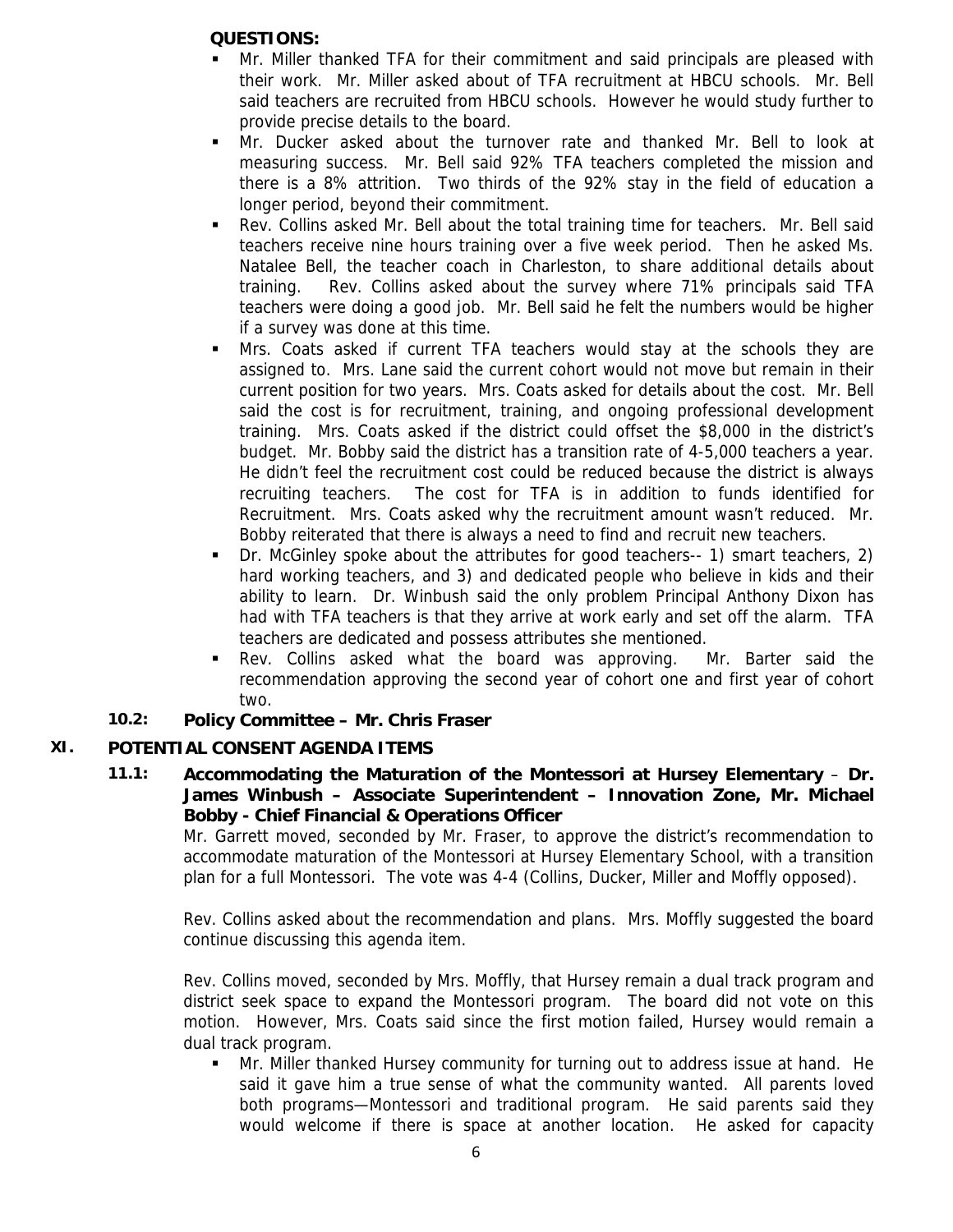**QUESTIONS:**

- Mr. Miller thanked TFA for their commitment and said principals are pleased with their work. Mr. Miller asked about of TFA recruitment at HBCU schools. Mr. Bell said teachers are recruited from HBCU schools. However he would study further to provide precise details to the board.
- Mr. Ducker asked about the turnover rate and thanked Mr. Bell to look at measuring success. Mr. Bell said 92% TFA teachers completed the mission and there is a 8% attrition. Two thirds of the 92% stay in the field of education a longer period, beyond their commitment.
- Rev. Collins asked Mr. Bell about the total training time for teachers. Mr. Bell said teachers receive nine hours training over a five week period. Then he asked Ms. Natalee Bell, the teacher coach in Charleston, to share additional details about training. Rev. Collins asked about the survey where 71% principals said TFA teachers were doing a good job. Mr. Bell said he felt the numbers would be higher if a survey was done at this time.
- Mrs. Coats asked if current TFA teachers would stay at the schools they are assigned to. Mrs. Lane said the current cohort would not move but remain in their current position for two years. Mrs. Coats asked for details about the cost. Mr. Bell said the cost is for recruitment, training, and ongoing professional development training. Mrs. Coats asked if the district could offset the $8,000 in the district's budget. Mr. Bobby said the district has a transition rate of 4-5,000 teachers a year. He didn't feel the recruitment cost could be reduced because the district is always recruiting teachers. The cost for TFA is in addition to funds identified for Recruitment. Mrs. Coats asked why the recruitment amount wasn't reduced. Mr. Bobby reiterated that there is always a need to find and recruit new teachers.
- Dr. McGinley spoke about the attributes for good teachers-- 1) smart teachers, 2) hard working teachers, and 3) and dedicated people who believe in kids and their ability to learn. Dr. Winbush said the only problem Principal Anthony Dixon has had with TFA teachers is that they arrive at work early and set off the alarm. TFA teachers are dedicated and possess attributes she mentioned.
- Rev. Collins asked what the board was approving. Mr. Barter said the recommendation approving the second year of cohort one and first year of cohort two.

**10.2: Policy Committee – Mr. Chris Fraser**

## XI. POTENTIAL CONSENT AGENDA ITEMS

**11.1: Accommodating the Maturation of the Montessori at Hursey Elementary – Dr. James Winbush – Associate Superintendent – Innovation Zone, Mr. Michael Bobby - Chief Financial & Operations Officer**

Mr. Garrett moved, seconded by Mr. Fraser, to approve the district's recommendation to accommodate maturation of the Montessori at Hursey Elementary School, with a transition plan for a full Montessori. The vote was 4-4 (Collins, Ducker, Miller and Moffly opposed).

Rev. Collins asked about the recommendation and plans. Mrs. Moffly suggested the board continue discussing this agenda item.

Rev. Collins moved, seconded by Mrs. Moffly, that Hursey remain a dual track program and district seek space to expand the Montessori program. The board did not vote on this motion. However, Mrs. Coats said since the first motion failed, Hursey would remain a dual track program.

- Mr. Miller thanked Hursey community for turning out to address issue at hand. He said it gave him a true sense of what the community wanted. All parents loved both programs—Montessori and traditional program. He said parents said they would welcome if there is space at another location. He asked for capacity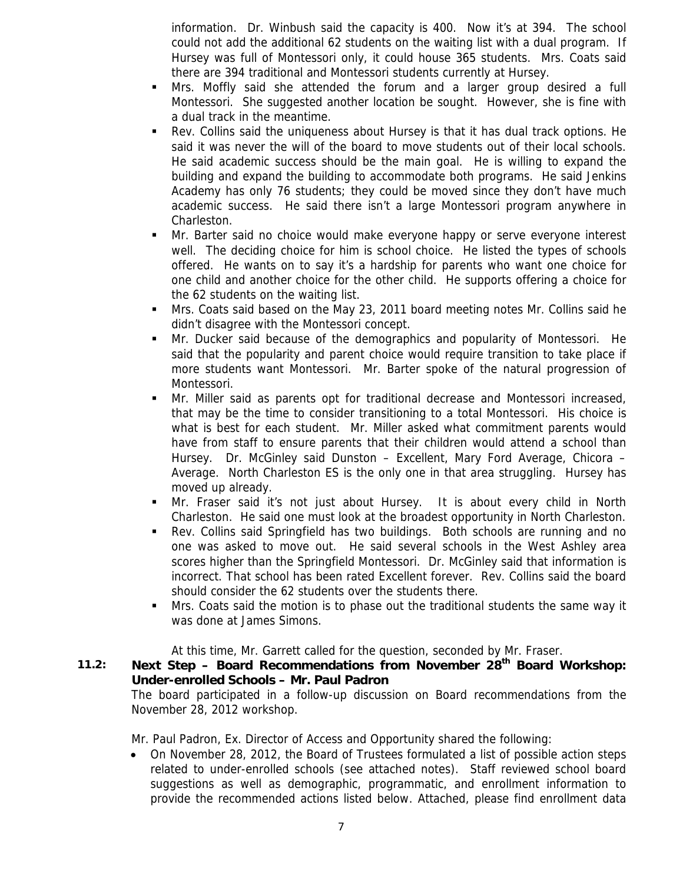information. Dr. Winbush said the capacity is 400. Now it's at 394. The school could not add the additional 62 students on the waiting list with a dual program. If Hursey was full of Montessori only, it could house 365 students. Mrs. Coats said there are 394 traditional and Montessori students currently at Hursey.

- Mrs. Moffly said she attended the forum and a larger group desired a full Montessori. She suggested another location be sought. However, she is fine with a dual track in the meantime.
- Rev. Collins said the uniqueness about Hursey is that it has dual track options. He said it was never the will of the board to move students out of their local schools. He said academic success should be the main goal. He is willing to expand the building and expand the building to accommodate both programs. He said Jenkins Academy has only 76 students; they could be moved since they don't have much academic success. He said there isn't a large Montessori program anywhere in Charleston.
- Mr. Barter said no choice would make everyone happy or serve everyone interest well. The deciding choice for him is school choice. He listed the types of schools offered. He wants on to say it's a hardship for parents who want one choice for one child and another choice for the other child. He supports offering a choice for the 62 students on the waiting list.
- Mrs. Coats said based on the May 23, 2011 board meeting notes Mr. Collins said he didn't disagree with the Montessori concept.
- Mr. Ducker said because of the demographics and popularity of Montessori. He said that the popularity and parent choice would require transition to take place if more students want Montessori. Mr. Barter spoke of the natural progression of Montessori.
- Mr. Miller said as parents opt for traditional decrease and Montessori increased, that may be the time to consider transitioning to a total Montessori. His choice is what is best for each student. Mr. Miller asked what commitment parents would have from staff to ensure parents that their children would attend a school than Hursey. Dr. McGinley said Dunston – Excellent, Mary Ford Average, Chicora – Average. North Charleston ES is the only one in that area struggling. Hursey has moved up already.
- Mr. Fraser said it's not just about Hursey. It is about every child in North Charleston. He said one must look at the broadest opportunity in North Charleston.
- Rev. Collins said Springfield has two buildings. Both schools are running and no one was asked to move out. He said several schools in the West Ashley area scores higher than the Springfield Montessori. Dr. McGinley said that information is incorrect. That school has been rated Excellent forever. Rev. Collins said the board should consider the 62 students over the students there.
- Mrs. Coats said the motion is to phase out the traditional students the same way it was done at James Simons.

At this time, Mr. Garrett called for the question, seconded by Mr. Fraser.

**11.2: Next Step – Board Recommendations from November 28th Board Workshop: Under-enrolled Schools – Mr. Paul Padron**

The board participated in a follow-up discussion on Board recommendations from the November 28, 2012 workshop.

Mr. Paul Padron, Ex. Director of Access and Opportunity shared the following:

- On November 28, 2012, the Board of Trustees formulated a list of possible action steps related to under-enrolled schools (see attached notes). Staff reviewed school board suggestions as well as demographic, programmatic, and enrollment information to provide the recommended actions listed below. Attached, please find enrollment data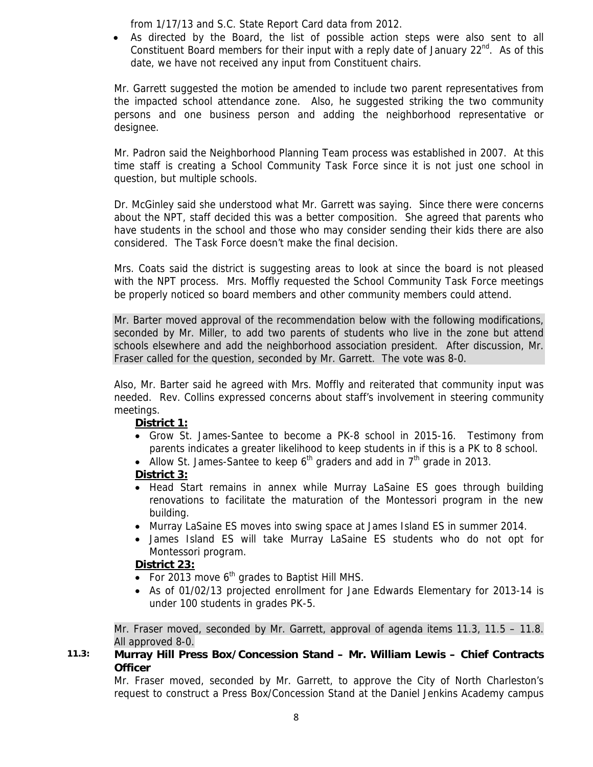from 1/17/13 and S.C. State Report Card data from 2012.

- As directed by the Board, the list of possible action steps were also sent to all Constituent Board members for their input with a reply date of January 22nd. As of this date, we have not received any input from Constituent chairs.

Mr. Garrett suggested the motion be amended to include two parent representatives from the impacted school attendance zone. Also, he suggested striking the two community persons and one business person and adding the neighborhood representative or designee.

Mr. Padron said the Neighborhood Planning Team process was established in 2007. At this time staff is creating a School Community Task Force since it is not just one school in question, but multiple schools.

Dr. McGinley said she understood what Mr. Garrett was saying. Since there were concerns about the NPT, staff decided this was a better composition. She agreed that parents who have students in the school and those who may consider sending their kids there are also considered. The Task Force doesn't make the final decision.

Mrs. Coats said the district is suggesting areas to look at since the board is not pleased with the NPT process. Mrs. Moffly requested the School Community Task Force meetings be properly noticed so board members and other community members could attend.

Mr. Barter moved approval of the recommendation below with the following modifications, seconded by Mr. Miller, to add two parents of students who live in the zone but attend schools elsewhere and add the neighborhood association president. After discussion, Mr. Fraser called for the question, seconded by Mr. Garrett. The vote was 8-0.

Also, Mr. Barter said he agreed with Mrs. Moffly and reiterated that community input was needed. Rev. Collins expressed concerns about staff's involvement in steering community meetings.

**District 1:**

- Grow St. James-Santee to become a PK-8 school in 2015-16. Testimony from parents indicates a greater likelihood to keep students in if this is a PK to 8 school.
- Allow St. James-Santee to keep 6th graders and add in 7th grade in 2013.

**District 3:**

- Head Start remains in annex while Murray LaSaine ES goes through building renovations to facilitate the maturation of the Montessori program in the new building.
- Murray LaSaine ES moves into swing space at James Island ES in summer 2014.
- James Island ES will take Murray LaSaine ES students who do not opt for Montessori program.

**District 23:**

- For 2013 move 6th grades to Baptist Hill MHS.
- As of 01/02/13 projected enrollment for Jane Edwards Elementary for 2013-14 is under 100 students in grades PK-5.

Mr. Fraser moved, seconded by Mr. Garrett, approval of agenda items 11.3, 11.5 – 11.8. All approved 8-0.

**11.3: Murray Hill Press Box/Concession Stand – Mr. William Lewis – Chief Contracts Officer**

Mr. Fraser moved, seconded by Mr. Garrett, to approve the City of North Charleston's request to construct a Press Box/Concession Stand at the Daniel Jenkins Academy campus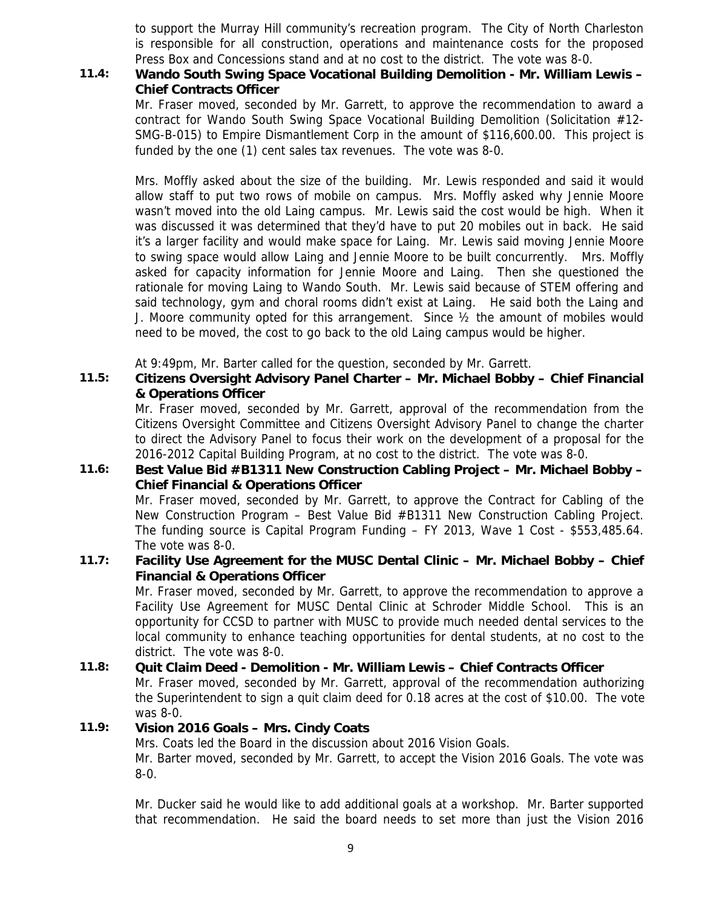to support the Murray Hill community's recreation program. The City of North Charleston is responsible for all construction, operations and maintenance costs for the proposed Press Box and Concessions stand and at no cost to the district. The vote was 8-0.

**11.4: Wando South Swing Space Vocational Building Demolition - Mr. William Lewis – Chief Contracts Officer**

Mr. Fraser moved, seconded by Mr. Garrett, to approve the recommendation to award a contract for Wando South Swing Space Vocational Building Demolition (Solicitation #12-SMG-B-015) to Empire Dismantlement Corp in the amount of $116,600.00. This project is funded by the one (1) cent sales tax revenues. The vote was 8-0.

Mrs. Moffly asked about the size of the building. Mr. Lewis responded and said it would allow staff to put two rows of mobile on campus. Mrs. Moffly asked why Jennie Moore wasn't moved into the old Laing campus. Mr. Lewis said the cost would be high. When it was discussed it was determined that they'd have to put 20 mobiles out in back. He said it's a larger facility and would make space for Laing. Mr. Lewis said moving Jennie Moore to swing space would allow Laing and Jennie Moore to be built concurrently. Mrs. Moffly asked for capacity information for Jennie Moore and Laing. Then she questioned the rationale for moving Laing to Wando South. Mr. Lewis said because of STEM offering and said technology, gym and choral rooms didn't exist at Laing. He said both the Laing and J. Moore community opted for this arrangement. Since ½ the amount of mobiles would need to be moved, the cost to go back to the old Laing campus would be higher.

At 9:49pm, Mr. Barter called for the question, seconded by Mr. Garrett.

**11.5: Citizens Oversight Advisory Panel Charter – Mr. Michael Bobby – Chief Financial & Operations Officer**

Mr. Fraser moved, seconded by Mr. Garrett, approval of the recommendation from the Citizens Oversight Committee and Citizens Oversight Advisory Panel to change the charter to direct the Advisory Panel to focus their work on the development of a proposal for the 2016-2012 Capital Building Program, at no cost to the district. The vote was 8-0.

**11.6: Best Value Bid #B1311 New Construction Cabling Project – Mr. Michael Bobby – Chief Financial & Operations Officer**

Mr. Fraser moved, seconded by Mr. Garrett, to approve the Contract for Cabling of the New Construction Program – Best Value Bid #B1311 New Construction Cabling Project. The funding source is Capital Program Funding – FY 2013, Wave 1 Cost - $553,485.64. The vote was 8-0.

**11.7: Facility Use Agreement for the MUSC Dental Clinic – Mr. Michael Bobby – Chief Financial & Operations Officer**

Mr. Fraser moved, seconded by Mr. Garrett, to approve the recommendation to approve a Facility Use Agreement for MUSC Dental Clinic at Schroder Middle School. This is an opportunity for CCSD to partner with MUSC to provide much needed dental services to the local community to enhance teaching opportunities for dental students, at no cost to the district. The vote was 8-0.

**11.8: Quit Claim Deed - Demolition - Mr. William Lewis – Chief Contracts Officer**

Mr. Fraser moved, seconded by Mr. Garrett, approval of the recommendation authorizing the Superintendent to sign a quit claim deed for 0.18 acres at the cost of $10.00. The vote was 8-0.

**11.9: Vision 2016 Goals – Mrs. Cindy Coats**

Mrs. Coats led the Board in the discussion about 2016 Vision Goals.

Mr. Barter moved, seconded by Mr. Garrett, to accept the Vision 2016 Goals. The vote was 8-0.

Mr. Ducker said he would like to add additional goals at a workshop. Mr. Barter supported that recommendation. He said the board needs to set more than just the Vision 2016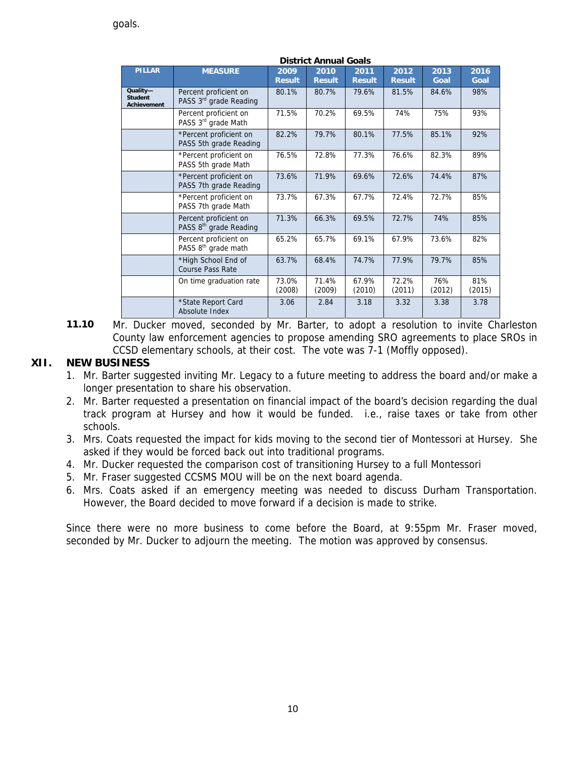goals.

**District Annual Goals**

| PILLAR | MEASURE | 2009 Result | 2010 Result | 2011 Result | 2012 Result | 2013 Goal | 2016 Goal |
|---|---|---|---|---|---|---|---|
| Quality—Student Achievement | Percent proficient on PASS 3rd grade Reading | 80.1% | 80.7% | 79.6% | 81.5% | 84.6% | 98% |
| | Percent proficient on PASS 3rd grade Math | 71.5% | 70.2% | 69.5% | 74% | 75% | 93% |
| | *Percent proficient on PASS 5th grade Reading | 82.2% | 79.7% | 80.1% | 77.5% | 85.1% | 92% |
| | *Percent proficient on PASS 5th grade Math | 76.5% | 72.8% | 77.3% | 76.6% | 82.3% | 89% |
| | *Percent proficient on PASS 7th grade Reading | 73.6% | 71.9% | 69.6% | 72.6% | 74.4% | 87% |
| | *Percent proficient on PASS 7th grade Math | 73.7% | 67.3% | 67.7% | 72.4% | 72.7% | 85% |
| | Percent proficient on PASS 8th grade Reading | 71.3% | 66.3% | 69.5% | 72.7% | 74% | 85% |
| | Percent proficient on PASS 8th grade math | 65.2% | 65.7% | 69.1% | 67.9% | 73.6% | 82% |
| | *High School End of Course Pass Rate | 63.7% | 68.4% | 74.7% | 77.9% | 79.7% | 85% |
| | On time graduation rate | 73.0% (2008) | 71.4% (2009) | 67.9% (2010) | 72.2% (2011) | 76% (2012) | 81% (2015) |
| | *State Report Card Absolute Index | 3.06 | 2.84 | 3.18 | 3.32 | 3.38 | 3.78 |

**11.10** Mr. Ducker moved, seconded by Mr. Barter, to adopt a resolution to invite Charleston County law enforcement agencies to propose amending SRO agreements to place SROs in CCSD elementary schools, at their cost. The vote was 7-1 (Moffly opposed).

## XII. NEW BUSINESS

1. Mr. Barter suggested inviting Mr. Legacy to a future meeting to address the board and/or make a longer presentation to share his observation.
2. Mr. Barter requested a presentation on financial impact of the board's decision regarding the dual track program at Hursey and how it would be funded. i.e., raise taxes or take from other schools.
3. Mrs. Coats requested the impact for kids moving to the second tier of Montessori at Hursey. She asked if they would be forced back out into traditional programs.
4. Mr. Ducker requested the comparison cost of transitioning Hursey to a full Montessori
5. Mr. Fraser suggested CCSMS MOU will be on the next board agenda.
6. Mrs. Coats asked if an emergency meeting was needed to discuss Durham Transportation. However, the Board decided to move forward if a decision is made to strike.

Since there were no more business to come before the Board, at 9:55pm Mr. Fraser moved, seconded by Mr. Ducker to adjourn the meeting. The motion was approved by consensus.